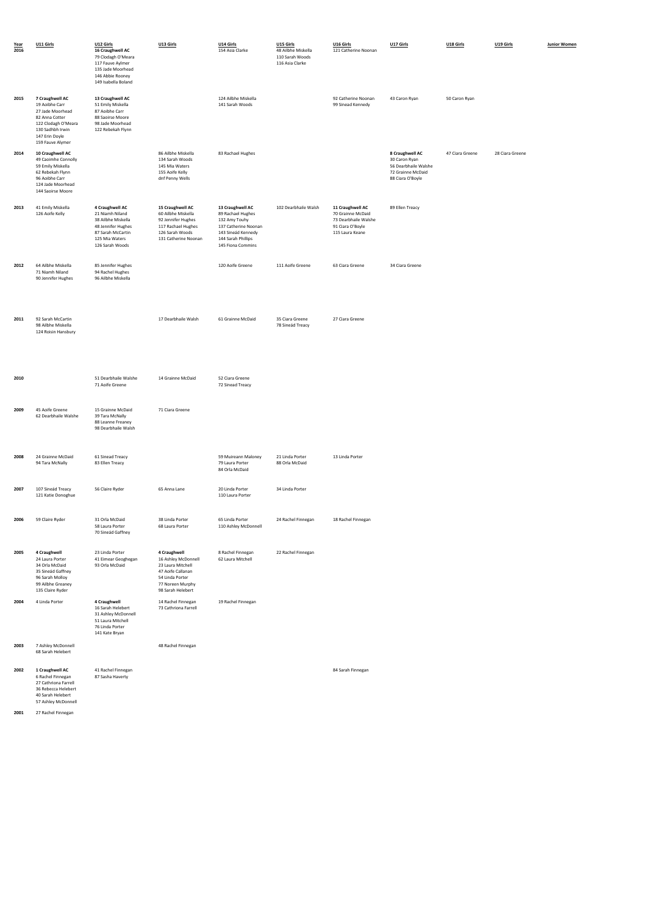| Year | U11 Girls | U12 Girls | U13 Girls | U14 Girls | U15 Girls | U16 Girls | U17 Girls | U18 Girls | U19 Girls | Junior Women |
|---|---|---|---|---|---|---|---|---|---|---|
| 2016 | | **16 Craughwell AC**<br>79 Clodagh O'Meara<br>117 Fauve Aylmer<br>135 Jade Moorhead<br>146 Abbie Rooney<br>149 Isabella Boland | | 154 Asia Clarke | 48 Ailbhe Miskella<br>110 Sarah Woods<br>116 Asia Clarke | 121 Catherine Noonan | | | | |
| 2015 | **7 Craughwell AC**<br>19 Aoibhe Carr<br>27 Jade Moorhead<br>82 Anna Cotter<br>122 Clodagh O'Meara<br>130 Sadhbh Irwin<br>147 Erin Doyle<br>159 Fauve Alymer | **13 Craughwell AC**<br>51 Emily Miskella<br>87 Aoibhe Carr<br>88 Saoirse Moore<br>98 Jade Moorhead<br>122 Rebekah Flynn | | 124 Ailbhe Miskella<br>141 Sarah Woods | | 92 Catherine Noonan<br>99 Sinead Kennedy | 43 Caron Ryan | 50 Caron Ryan | | |
| 2014 | **10 Craughwell AC**<br>49 Caoimhe Connolly<br>59 Emily Miskella<br>62 Rebekah Flynn<br>96 Aoibhe Carr<br>124 Jade Moorhead<br>144 Saoirse Moore | | 86 Ailbhe Miskella<br>134 Sarah Woods<br>145 Mia Waters<br>155 Aoife Kelly<br>dnf Penny Wells | 83 Rachael Hughes | | | **8 Craughwell AC**<br>30 Caron Ryan<br>56 Dearbhaile Walshe<br>72 Grainne McDaid<br>88 Ciara O'Boyle | 47 Ciara Greene | 28 Ciara Greene | |
| 2013 | 41 Emily Miskella<br>126 Aoife Kelly | **4 Craughwell AC**<br>21 Niamh Niland<br>38 Ailbhe Miskella<br>48 Jennifer Hughes<br>87 Sarah McCartin<br>125 Mia Waters<br>126 Sarah Woods | **15 Craughwell AC**<br>60 Ailbhe Miskella<br>92 Jennifer Hughes<br>117 Rachael Hughes<br>126 Sarah Woods<br>131 Catherine Noonan | **13 Craughwell AC**<br>89 Rachael Hughes<br>132 Amy Touhy<br>137 Catherine Noonan<br>143 Sineád Kennedy<br>144 Sarah Phillips<br>145 Fiona Commins | 102 Dearbhaile Walsh | **11 Craughwell AC**<br>70 Grainne McDaid<br>73 Dearbhaile Walshe<br>91 Ciara O'Boyle<br>115 Laura Keane | 89 Ellen Treacy | | | |
| 2012 | 64 Ailbhe Miskella<br>71 Niamh Niland<br>90 Jennifer Hughes | 85 Jennifer Hughes<br>94 Rachel Hughes<br>96 Ailbhe Miskella | | 120 Aoife Greene | 111 Aoife Greene | 63 Ciara Greene | 34 Ciara Greene | | | |
| 2011 | 92 Sarah McCartin<br>98 Ailbhe Miskella<br>124 Roisin Hansbury | | 17 Dearbhaile Walsh | 61 Grainne McDaid | 35 Ciara Greene<br>78 Sineád Treacy | 27 Ciara Greene | | | | |
| 2010 | | 51 Dearbhaile Walshe<br>71 Aoife Greene | 14 Grainne McDaid | 52 Ciara Greene<br>72 Sinead Treacy | | | | | | |
| 2009 | 45 Aoife Greene<br>62 Dearbhaile Walshe | 15 Grainne McDaid<br>39 Tara McNally<br>88 Leanne Freaney<br>98 Dearbhaile Walsh | 71 Ciara Greene | | | | | | | |
| 2008 | 24 Grainne McDaid<br>94 Tara McNally | 61 Sinead Treacy<br>83 Ellen Treacy | | 59 Muireann Maloney<br>79 Laura Porter<br>84 Orla McDaid | 21 Linda Porter<br>88 Orla McDaid | 13 Linda Porter | | | | |
| 2007 | 107 Sineád Treacy<br>121 Katie Donoghue | 56 Claire Ryder | 65 Anna Lane | 20 Linda Porter<br>110 Laura Porter | 34 Linda Porter | | | | | |
| 2006 | 59 Claire Ryder | 31 Orla McDaid<br>58 Laura Porter<br>70 Sineád Gaffney | 38 Linda Porter<br>68 Laura Porter | 65 Linda Porter<br>110 Ashley McDonnell | 24 Rachel Finnegan | 18 Rachel Finnegan | | | | |
| 2005 | **4 Craughwell**<br>24 Laura Porter<br>34 Orla McDaid<br>35 Sineád Gaffney<br>96 Sarah Molloy<br>99 Ailbhe Greaney<br>135 Claire Ryder | 23 Linda Porter<br>41 Eimear Geoghegan<br>93 Orla McDaid | **4 Craughwell**<br>16 Ashley McDonnell<br>23 Laura Mitchell<br>47 Aoife Callanan<br>54 Linda Porter<br>77 Noreen Murphy<br>98 Sarah Helebert | 8 Rachel Finnegan<br>62 Laura Mitchell | 22 Rachel Finnegan | | | | | |
| 2004 | 4 Linda Porter | **4 Craughwell**<br>16 Sarah Helebert<br>31 Ashley McDonnell<br>51 Laura Mitchell<br>76 Linda Porter<br>141 Kate Bryan | 14 Rachel Finnegan<br>73 Cathriona Farrell | 19 Rachel Finnegan | | | | | | |
| 2003 | 7 Ashley McDonnell<br>68 Sarah Helebert | | 48 Rachel Finnegan | | | | | | | |
| 2002 | **1 Craughwell AC**<br>6 Rachel Finnegan<br>27 Cathriona Farrell<br>36 Rebecca Helebert<br>40 Sarah Helebert<br>57 Ashley McDonnell | 41 Rachel Finnegan<br>87 Sasha Haverty | | | | 84 Sarah Finnegan | | | | |
| 2001 | 27 Rachel Finnegan | | | | | | | | | |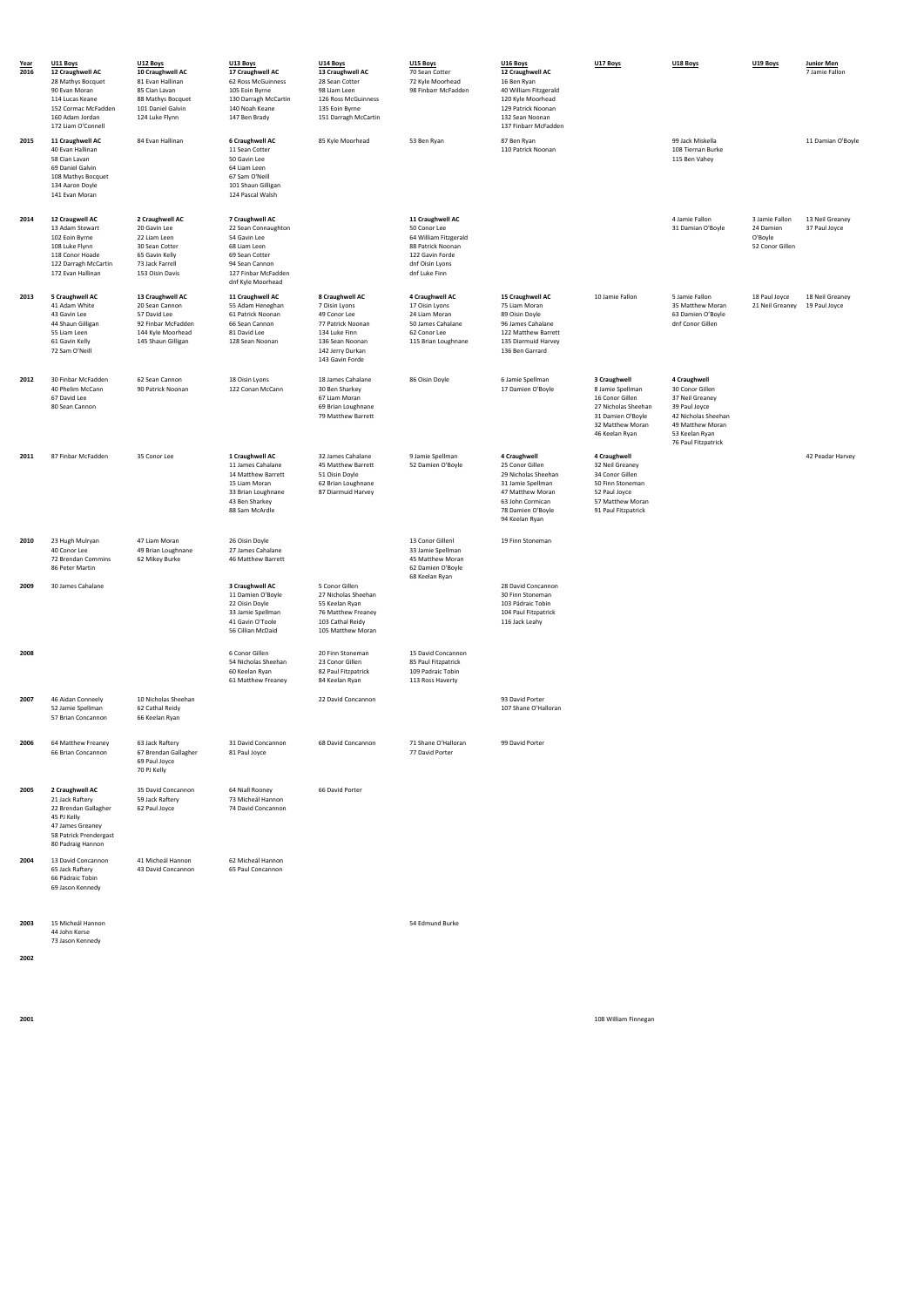| Year | U11 Boys | U12 Boys | U13 Boys | U14 Boys | U15 Boys | U16 Boys | U17 Boys | U18 Boys | U19 Boys | Junior Men |
|---|---|---|---|---|---|---|---|---|---|---|
| 2016 | **12 Craughwell AC**<br>28 Mathys Bocquet<br>90 Evan Moran<br>114 Lucas Keane<br>152 Cormac McFadden<br>160 Adam Jordan<br>172 Liam O'Connell | **10 Craughwell AC**<br>81 Evan Hallinan<br>85 Cian Lavan<br>88 Mathys Bocquet<br>101 Daniel Galvin<br>124 Luke Flynn | **17 Craughwell AC**<br>62 Ross McGuinness<br>105 Eoin Byrne<br>130 Darragh McCartin<br>140 Noah Keane<br>147 Ben Brady | **13 Craughwell AC**<br>28 Sean Cotter<br>98 Liam Leen<br>126 Ross McGuinness<br>135 Eoin Byrne<br>151 Darragh McCartin | 70 Sean Cotter<br>72 Kyle Moorhead<br>98 Finbarr McFadden | **12 Craughwell AC**<br>16 Ben Ryan<br>40 William Fitzgerald<br>120 Kyle Moorhead<br>129 Patrick Noonan<br>132 Sean Noonan<br>137 Finbarr McFadden | | | | 7 Jamie Fallon |
| 2015 | **11 Craughwell AC**<br>40 Evan Hallinan<br>58 Cian Lavan<br>69 Daniel Galvin<br>108 Mathys Bocquet<br>134 Aaron Doyle<br>141 Evan Moran | 84 Evan Hallinan | **6 Craughwell AC**<br>11 Sean Cotter<br>50 Gavin Lee<br>64 Liam Leen<br>67 Sam O'Neill<br>101 Shaun Gilligan<br>124 Pascal Walsh | 85 Kyle Moorhead | 53 Ben Ryan | 87 Ben Ryan<br>110 Patrick Noonan | | 99 Jack Miskella<br>108 Tiernan Burke<br>115 Ben Vahey | | 11 Damian O'Boyle |
| 2014 | **12 Cragwell AC**<br>13 Adam Stewart<br>102 Eoin Byrne<br>108 Luke Flynn<br>118 Conor Hoade<br>122 Darragh McCartin<br>172 Evan Hallinan | **2 Craughwell AC**<br>20 Gavin Lee<br>22 Liam Leen<br>30 Sean Cotter<br>65 Gavin Kelly<br>73 Jack Farrell<br>153 Oisin Davis | **7 Craughwell AC**<br>22 Sean Connaughton<br>54 Gavin Lee<br>68 Liam Leen<br>69 Sean Cotter<br>94 Sean Cannon<br>127 Finbar McFadden<br>dnf Kyle Moorhead | | **11 Craughwell AC**<br>50 Conor Lee<br>64 William Fitzgerald<br>88 Patrick Noonan<br>122 Gavin Forde<br>dnf Oisin Lyons<br>dnf Luke Finn | | | 4 Jamie Fallon<br>31 Damian O'Boyle | 3 Jamie Fallon<br>24 Damien O'Boyle<br>52 Conor Gillen | 13 Neil Greaney<br>37 Paul Joyce |
| 2013 | **5 Craughwell AC**<br>41 Adam White<br>43 Gavin Lee<br>44 Shaun Gilligan<br>55 Liam Leen<br>61 Gavin Kelly<br>72 Sam O'Neill | **13 Craughwell AC**<br>20 Sean Cannon<br>57 David Lee<br>92 Finbar McFadden<br>144 Kyle Moorhead<br>145 Shaun Gilligan | **11 Craughwell AC**<br>55 Adam Heneghan<br>61 Patrick Noonan<br>66 Sean Cannon<br>81 David Lee<br>128 Sean Noonan | **8 Craughwell AC**<br>7 Oisin Lyons<br>49 Conor Lee<br>77 Patrick Noonan<br>134 Luke Finn<br>136 Sean Noonan<br>142 Jerry Durkan<br>143 Gavin Forde | **4 Craughwell AC**<br>17 Oisin Lyons<br>24 Liam Moran<br>50 James Cahalane<br>62 Conor Lee<br>115 Brian Loughnane | **15 Craughwell AC**<br>75 Liam Moran<br>89 Oisin Doyle<br>96 James Cahalane<br>122 Matthew Barrett<br>135 Diarmuid Harvey<br>136 Ben Garrard | 10 Jamie Fallon | 5 Jamie Fallon<br>35 Matthew Moran<br>63 Damien O'Boyle<br>dnf Conor Gillen | 18 Paul Joyce<br>21 Neil Greaney | 18 Neil Greaney<br>19 Paul Joyce |
| 2012 | 30 Finbar McFadden<br>40 Phelim McCann<br>67 David Lee<br>80 Sean Cannon | 62 Sean Cannon<br>90 Patrick Noonan | 18 Oisin Lyons<br>122 Conan McCann | 18 James Cahalane<br>30 Ben Sharkey<br>67 Liam Moran<br>69 Brian Loughnane<br>79 Matthew Barrett | 86 Oisin Doyle | 6 Jamie Spellman<br>17 Damien O'Boyle | **3 Craughwell**<br>8 Jamie Spellman<br>16 Conor Gillen<br>27 Nicholas Sheehan<br>31 Damien O'Boyle<br>32 Matthew Moran<br>46 Keelan Ryan | **4 Craughwell**<br>30 Conor Gillen<br>37 Neil Greaney<br>39 Paul Joyce<br>42 Nicholas Sheehan<br>49 Matthew Moran<br>53 Keelan Ryan<br>76 Paul Fitzpatrick | | |
| 2011 | 87 Finbar McFadden | 35 Conor Lee | **1 Craughwell AC**<br>11 James Cahalane<br>14 Matthew Barrett<br>15 Liam Moran<br>33 Brian Loughnane<br>43 Ben Sharkey<br>88 Sam McArdle | 32 James Cahalane<br>45 Matthew Barrett<br>51 Oisin Doyle<br>62 Brian Loughnane<br>87 Diarmuid Harvey | 9 Jamie Spellman<br>52 Damien O'Boyle | **4 Craughwell**<br>25 Conor Gillen<br>29 Nicholas Sheehan<br>31 Jamie Spellman<br>47 Matthew Moran<br>63 John Cormican<br>78 Damien O'Boyle<br>94 Keelan Ryan | **4 Craughwell**<br>32 Neil Greaney<br>34 Conor Gillen<br>50 Finn Stoneman<br>52 Paul Joyce<br>57 Matthew Moran<br>91 Paul Fitzpatrick | | | 42 Peadar Harvey |
| 2010 | 23 Hugh Mulryan<br>40 Conor Lee<br>72 Brendan Commins<br>86 Peter Martin | 47 Liam Moran<br>49 Brian Loughnane<br>62 Mikey Burke | 26 Oisin Doyle<br>27 James Cahalane<br>46 Matthew Barrett | | 13 Conor Gillenl<br>33 Jamie Spellman<br>45 Matthew Moran<br>62 Damien O'Boyle<br>68 Keelan Ryan | 19 Finn Stoneman | | | | |
| 2009 | 30 James Cahalane | | **3 Craughwell AC**<br>11 Damien O'Boyle<br>22 Oisin Doyle<br>33 Jamie Spellman<br>41 Gavin O'Toole<br>56 Cillian McDaid | 5 Conor Gillen<br>27 Nicholas Sheehan<br>55 Keelan Ryan<br>76 Matthew Freaney<br>103 Cathal Reidy<br>105 Matthew Moran | | 28 David Concannon<br>30 Finn Stoneman<br>103 Pádraic Tobin<br>104 Paul Fitzpatrick<br>116 Jack Leahy | | | | |
| 2008 | | | 6 Conor Gillen<br>54 Nicholas Sheehan<br>60 Keelan Ryan<br>61 Matthew Freaney | 20 Finn Stoneman<br>23 Conor Gillen<br>82 Paul Fitzpatrick<br>84 Keelan Ryan | 15 David Concannon<br>85 Paul Fitzpatrick<br>109 Padraic Tobin<br>113 Ross Haverty | | | | | |
| 2007 | 46 Aidan Conneely<br>52 Jamie Spellman<br>57 Brian Concannon | 10 Nicholas Sheehan<br>62 Cathal Reidy<br>66 Keelan Ryan | | 22 David Concannon | | 93 David Porter<br>107 Shane O'Halloran | | | | |
| 2006 | 64 Matthew Freaney<br>66 Brian Concannon | 63 Jack Raftery<br>67 Brendan Gallagher<br>69 Paul Joyce<br>70 PJ Kelly | 31 David Concannon<br>81 Paul Joyce | 68 David Concannon | 71 Shane O'Halloran<br>77 David Porter | 99 David Porter | | | | |
| 2005 | **2 Craughwell AC**<br>21 Jack Raftery<br>22 Brendan Gallagher<br>45 PJ Kelly<br>47 James Greaney<br>58 Patrick Prendergast<br>80 Padraig Hannon | 35 David Concannon<br>59 Jack Raftery<br>62 Paul Joyce | 64 Niall Rooney<br>73 Micheál Hannon<br>74 David Concannon | 66 David Porter | | | | | | |
| 2004 | 13 David Concannon<br>65 Jack Raftery<br>66 Pádraic Tobin<br>69 Jason Kennedy | 41 Micheál Hannon<br>43 David Concannon | 62 Micheál Hannon<br>65 Paul Concannon | | | | | | | |
| 2003 | 15 Micheál Hannon<br>44 John Kerse<br>73 Jason Kennedy | | | | 54 Edmund Burke | | | | | |
| 2002 | | | | | | | | | | |
| 2001 | | | | | | | 108 William Finnegan | | | |